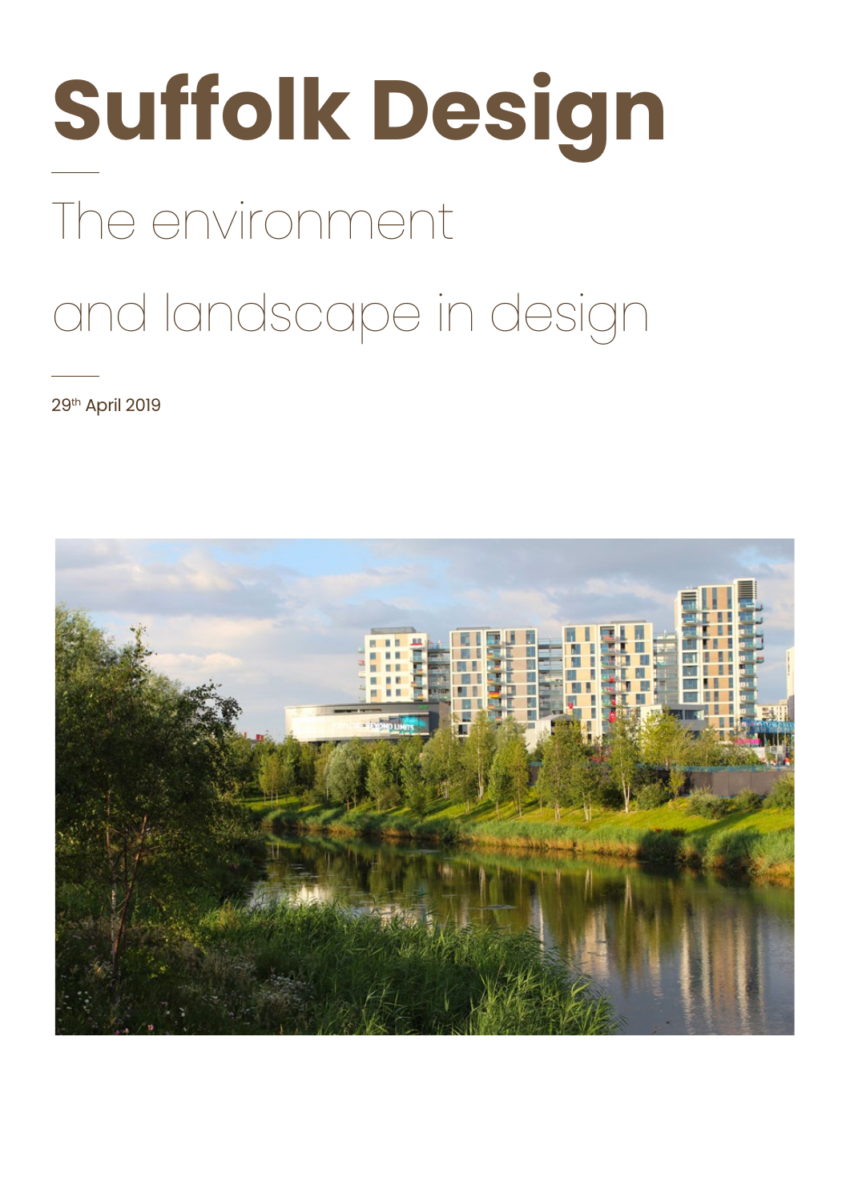# Suffolk Design

## The environment and landscape in design

29th April 2019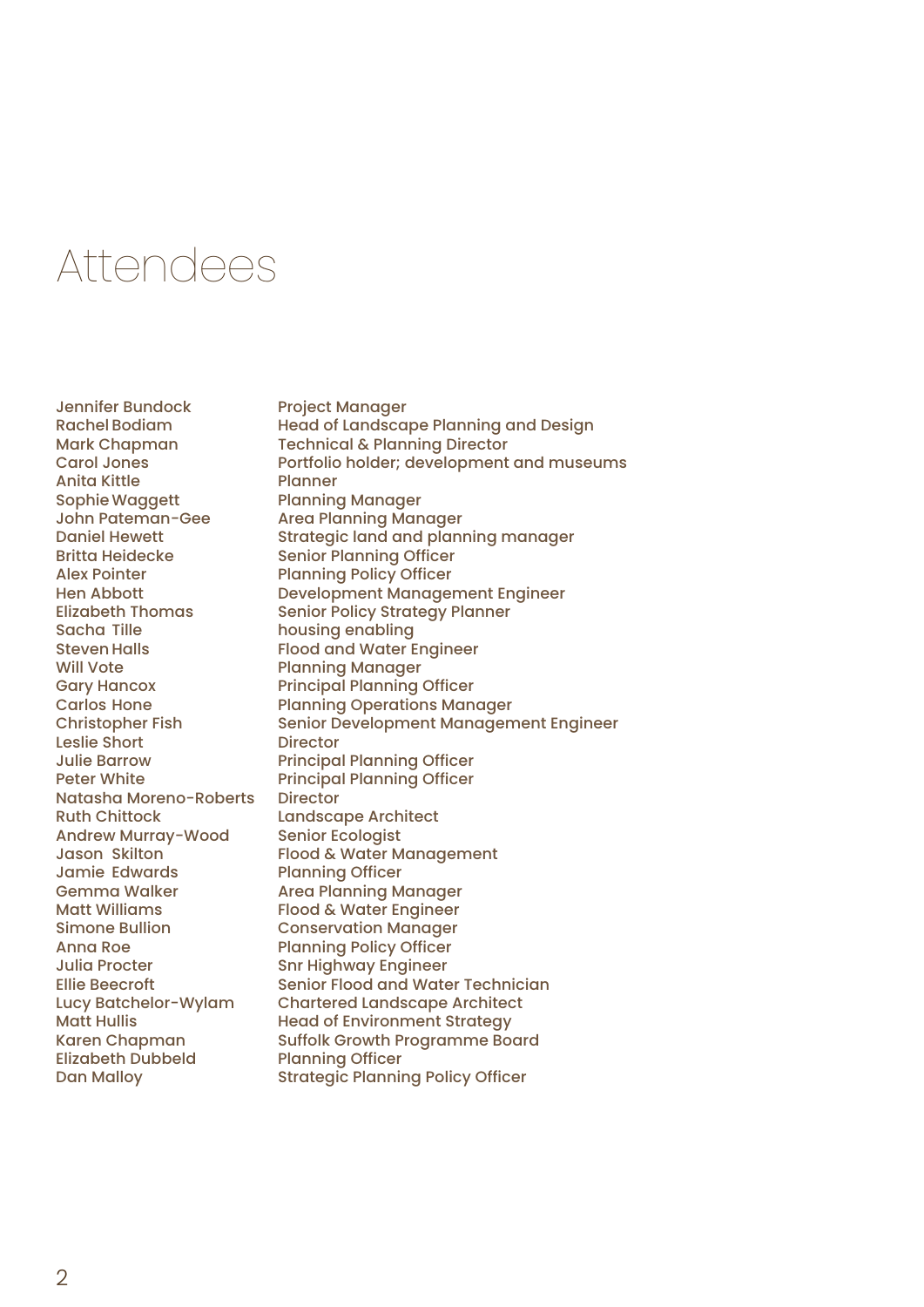# Attendees

| Name | Role |
|---|---|
| Jennifer Bundock | Project Manager |
| Rachel Bodiam | Head of Landscape Planning and Design |
| Mark Chapman | Technical & Planning Director |
| Carol Jones | Portfolio holder; development and museums |
| Anita Kittle | Planner |
| Sophie Waggett | Planning Manager |
| John Pateman-Gee | Area Planning Manager |
| Daniel Hewett | Strategic land and planning manager |
| Britta Heidecke | Senior Planning Officer |
| Alex Pointer | Planning Policy Officer |
| Hen Abbott | Development Management Engineer |
| Elizabeth Thomas | Senior Policy Strategy Planner |
| Sacha Tille | housing enabling |
| Steven Halls | Flood and Water Engineer |
| Will Vote | Planning Manager |
| Gary Hancox | Principal Planning Officer |
| Carlos Hone | Planning Operations Manager |
| Christopher Fish | Senior Development Management Engineer |
| Leslie Short | Director |
| Julie Barrow | Principal Planning Officer |
| Peter White | Principal Planning Officer |
| Natasha Moreno-Roberts | Director |
| Ruth Chittock | Landscape Architect |
| Andrew Murray-Wood | Senior Ecologist |
| Jason Skilton | Flood & Water Management |
| Jamie Edwards | Planning Officer |
| Gemma Walker | Area Planning Manager |
| Matt Williams | Flood & Water Engineer |
| Simone Bullion | Conservation Manager |
| Anna Roe | Planning Policy Officer |
| Julia Procter | Snr Highway Engineer |
| Ellie Beecroft | Senior Flood and Water Technician |
| Lucy Batchelor-Wylam | Chartered Landscape Architect |
| Matt Hullis | Head of Environment Strategy |
| Karen Chapman | Suffolk Growth Programme Board |
| Elizabeth Dubbeld | Planning Officer |
| Dan Malloy | Strategic Planning Policy Officer |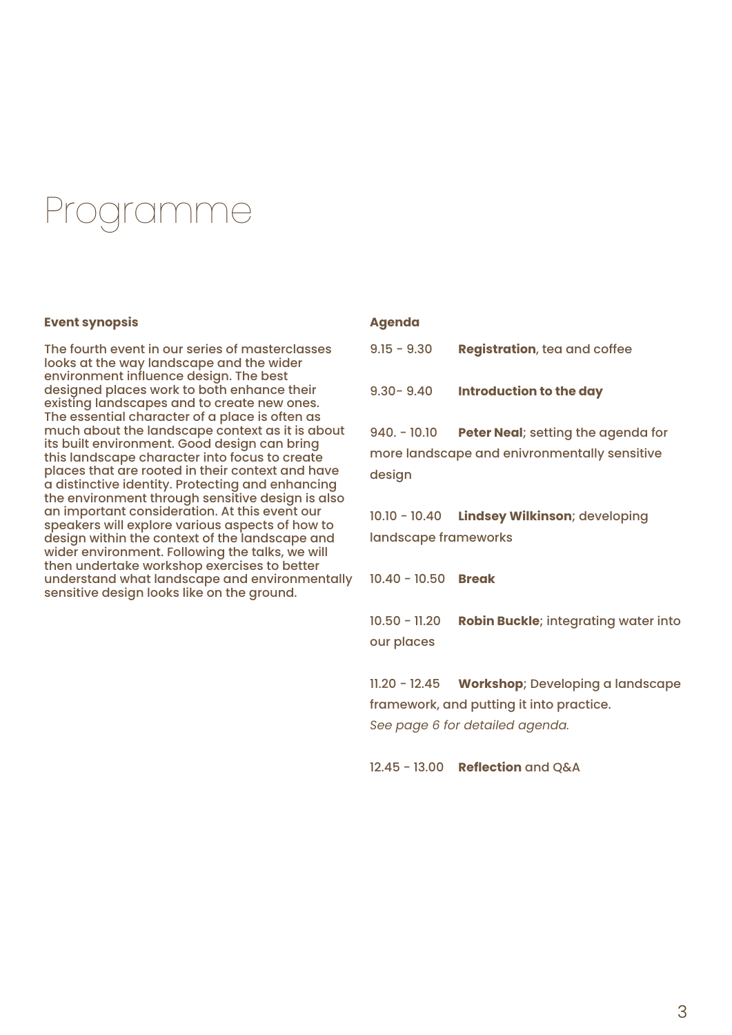# Programme

**Event synopsis**

The fourth event in our series of masterclasses looks at the way landscape and the wider environment influence design. The best designed places work to both enhance their existing landscapes and to create new ones. The essential character of a place is often as much about the landscape context as it is about its built environment. Good design can bring this landscape character into focus to create places that are rooted in their context and have a distinctive identity. Protecting and enhancing the environment through sensitive design is also an important consideration. At this event our speakers will explore various aspects of how to design within the context of the landscape and wider environment. Following the talks, we will then undertake workshop exercises to better understand what landscape and environmentally sensitive design looks like on the ground.

**Agenda**

9.15 - 9.30 **Registration**, tea and coffee

9.30- 9.40 **Introduction to the day**

940. - 10.10 **Peter Neal**; setting the agenda for more landscape and enivronmentally sensitive design

10.10 - 10.40 **Lindsey Wilkinson**; developing landscape frameworks

10.40 - 10.50 **Break**

10.50 - 11.20 **Robin Buckle**; integrating water into our places

11.20 - 12.45 **Workshop**; Developing a landscape framework, and putting it into practice.
*See page 6 for detailed agenda.*

12.45 - 13.00 **Reflection** and Q&A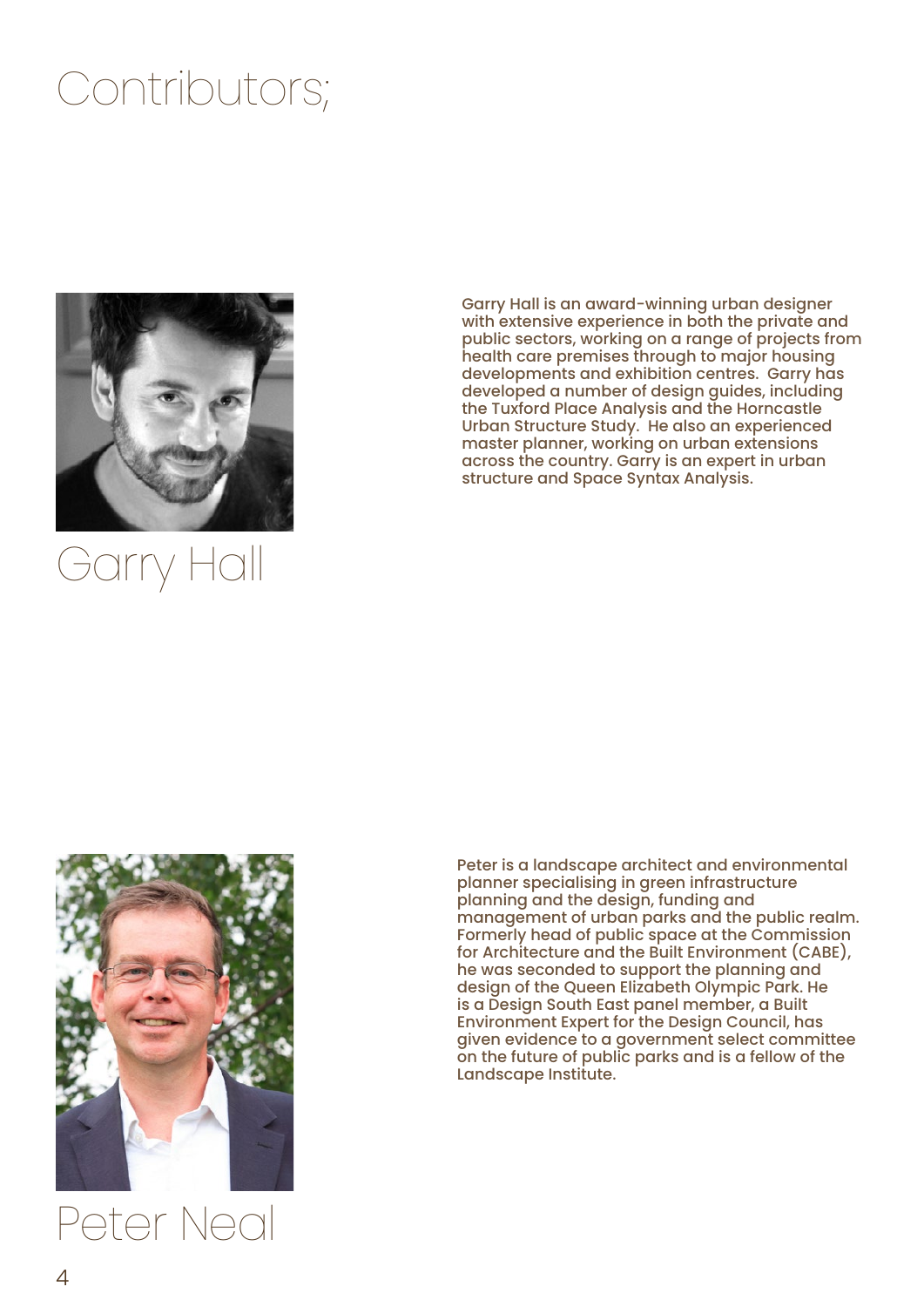# Contributors;

## Garry Hall

Garry Hall is an award-winning urban designer with extensive experience in both the private and public sectors, working on a range of projects from health care premises through to major housing developments and exhibition centres. Garry has developed a number of design guides, including the Tuxford Place Analysis and the Horncastle Urban Structure Study. He also an experienced master planner, working on urban extensions across the country. Garry is an expert in urban structure and Space Syntax Analysis.

## Peter Neal

Peter is a landscape architect and environmental planner specialising in green infrastructure planning and the design, funding and management of urban parks and the public realm. Formerly head of public space at the Commission for Architecture and the Built Environment (CABE), he was seconded to support the planning and design of the Queen Elizabeth Olympic Park. He is a Design South East panel member, a Built Environment Expert for the Design Council, has given evidence to a government select committee on the future of public parks and is a fellow of the Landscape Institute.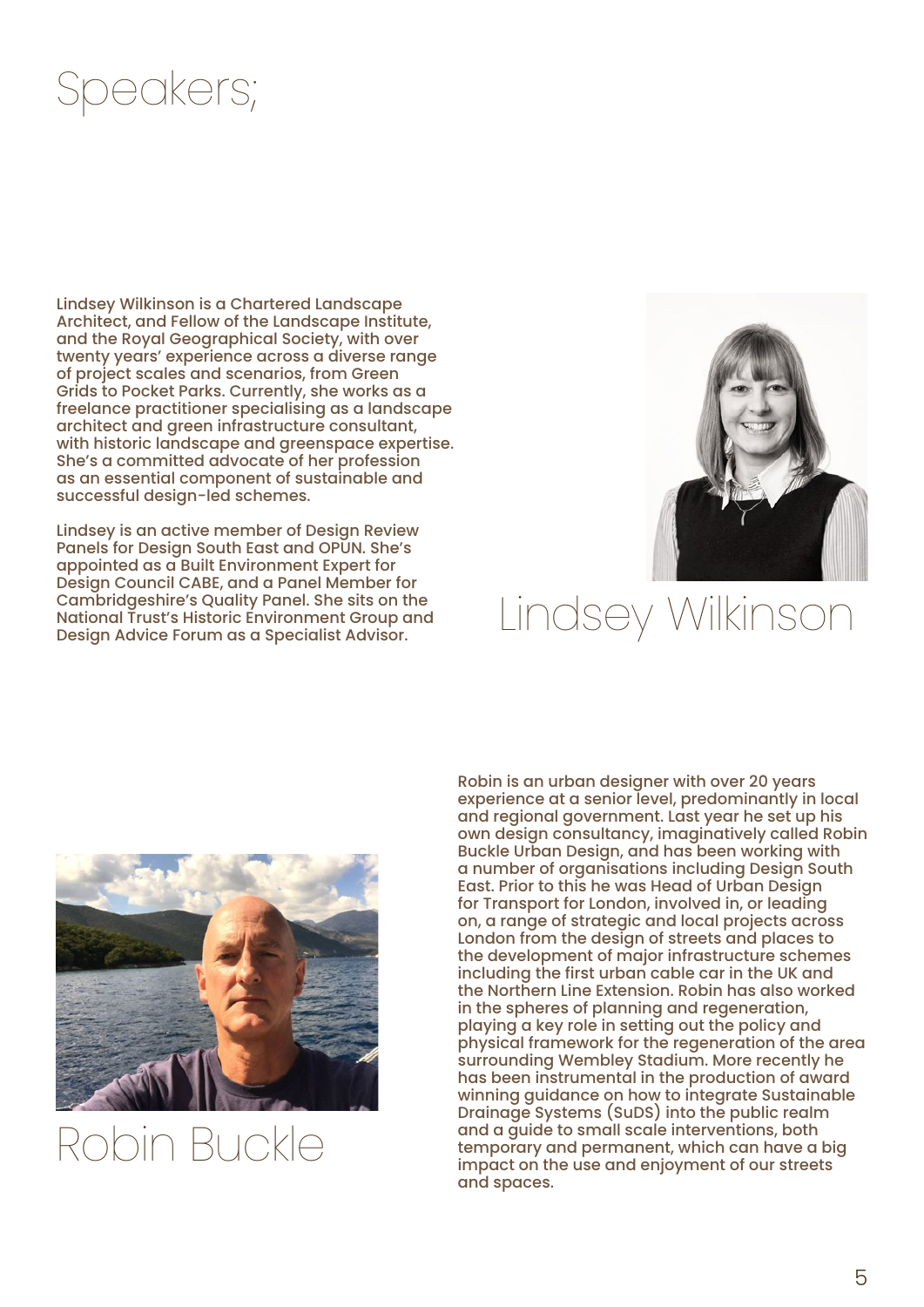# Speakers;

## Lindsey Wilkinson

Lindsey Wilkinson is a Chartered Landscape Architect, and Fellow of the Landscape Institute, and the Royal Geographical Society, with over twenty years' experience across a diverse range of project scales and scenarios, from Green Grids to Pocket Parks. Currently, she works as a freelance practitioner specialising as a landscape architect and green infrastructure consultant, with historic landscape and greenspace expertise. She's a committed advocate of her profession as an essential component of sustainable and successful design-led schemes.

Lindsey is an active member of Design Review Panels for Design South East and OPUN. She's appointed as a Built Environment Expert for Design Council CABE, and a Panel Member for Cambridgeshire's Quality Panel. She sits on the National Trust's Historic Environment Group and Design Advice Forum as a Specialist Advisor.

## Robin Buckle

Robin is an urban designer with over 20 years experience at a senior level, predominantly in local and regional government. Last year he set up his own design consultancy, imaginatively called Robin Buckle Urban Design, and has been working with a number of organisations including Design South East. Prior to this he was Head of Urban Design for Transport for London, involved in, or leading on, a range of strategic and local projects across London from the design of streets and places to the development of major infrastructure schemes including the first urban cable car in the UK and the Northern Line Extension. Robin has also worked in the spheres of planning and regeneration, playing a key role in setting out the policy and physical framework for the regeneration of the area surrounding Wembley Stadium. More recently he has been instrumental in the production of award winning guidance on how to integrate Sustainable Drainage Systems (SuDS) into the public realm and a guide to small scale interventions, both temporary and permanent, which can have a big impact on the use and enjoyment of our streets and spaces.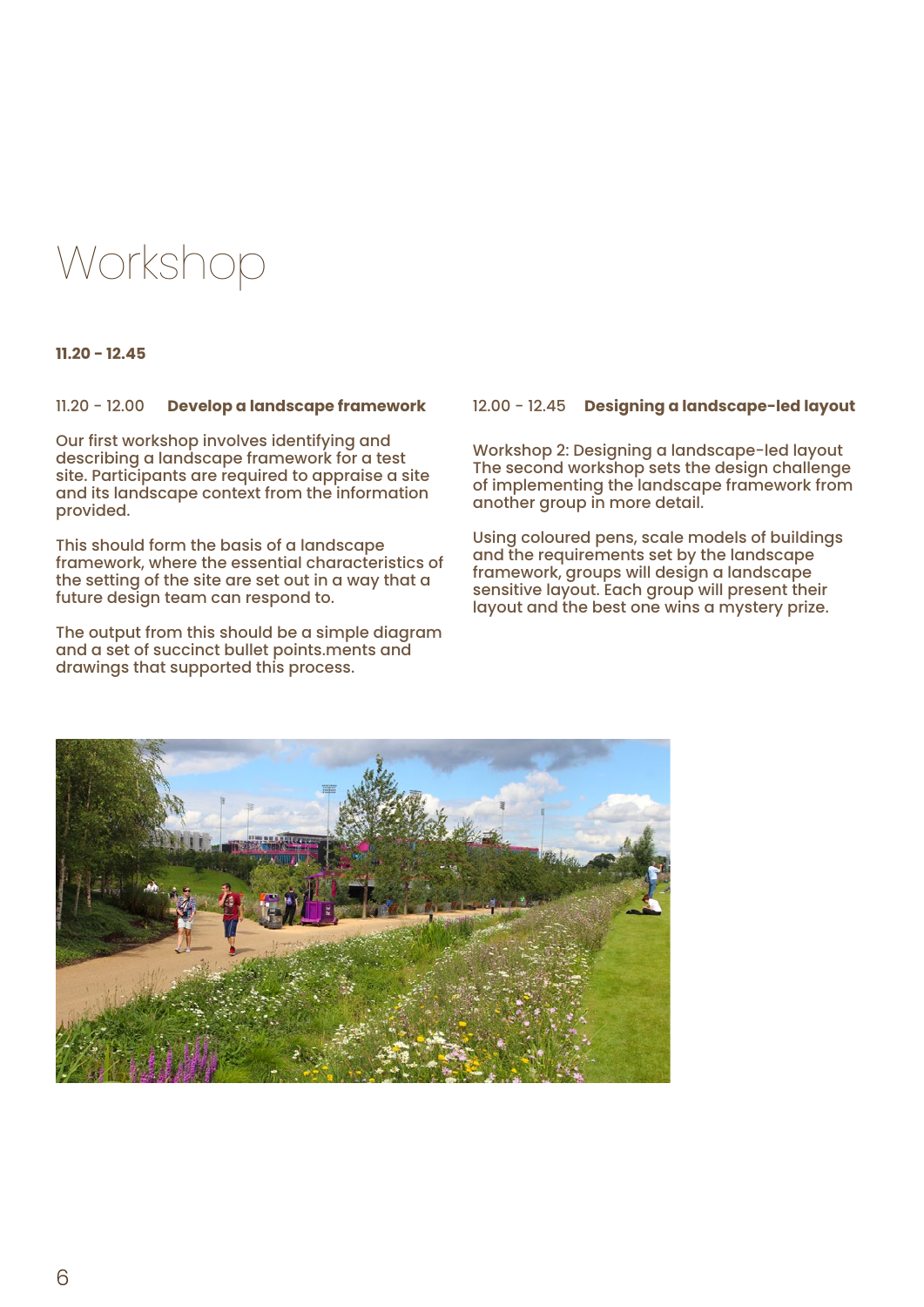# Workshop

**11.20 - 12.45**

11.20 - 12.00 **Develop a landscape framework**

Our first workshop involves identifying and describing a landscape framework for a test site. Participants are required to appraise a site and its landscape context from the information provided.

This should form the basis of a landscape framework, where the essential characteristics of the setting of the site are set out in a way that a future design team can respond to.

The output from this should be a simple diagram and a set of succinct bullet points.ments and drawings that supported this process.

12.00 - 12.45 **Designing a landscape-led layout**

Workshop 2: Designing a landscape-led layout
The second workshop sets the design challenge of implementing the landscape framework from another group in more detail.

Using coloured pens, scale models of buildings and the requirements set by the landscape framework, groups will design a landscape sensitive layout. Each group will present their layout and the best one wins a mystery prize.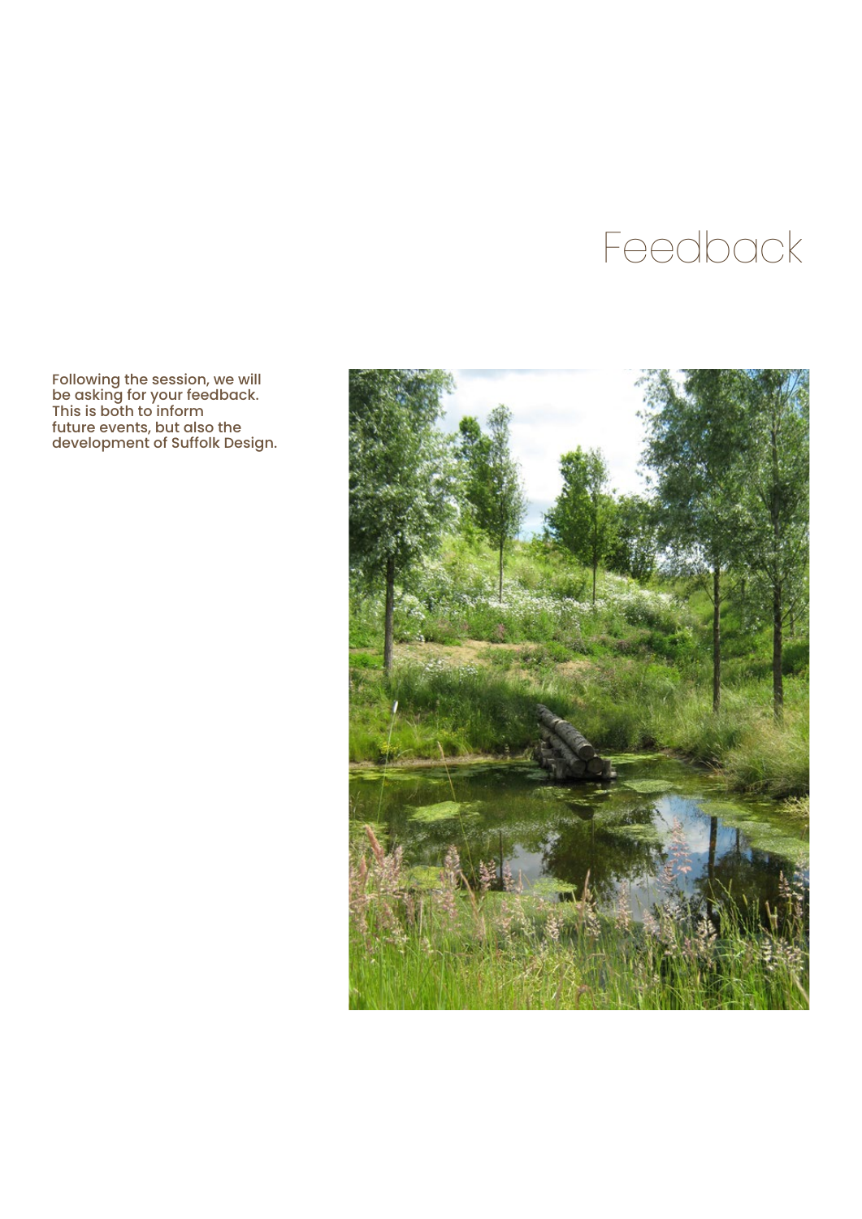# Feedback

Following the session, we will be asking for your feedback. This is both to inform future events, but also the development of Suffolk Design.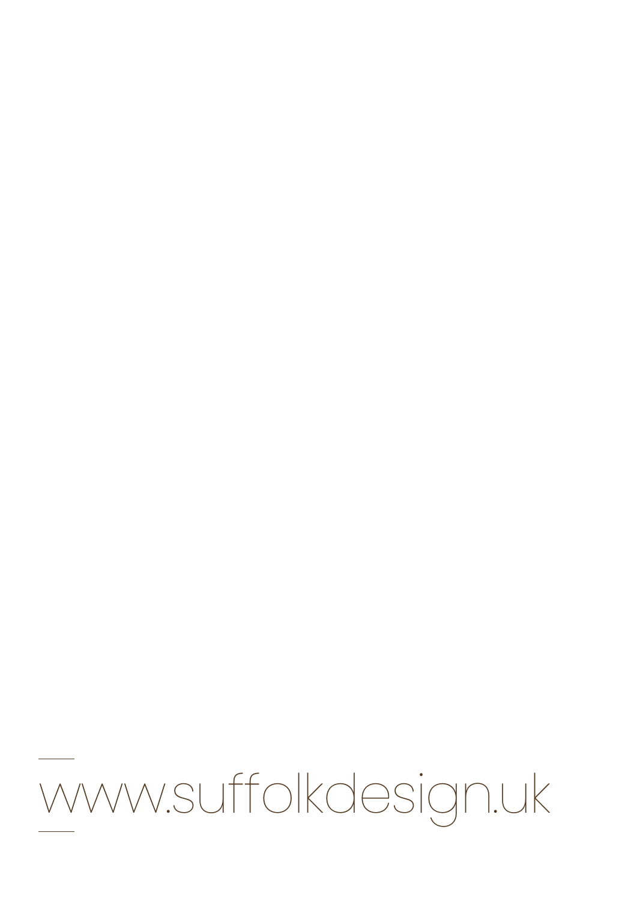www.suffolkdesign.uk